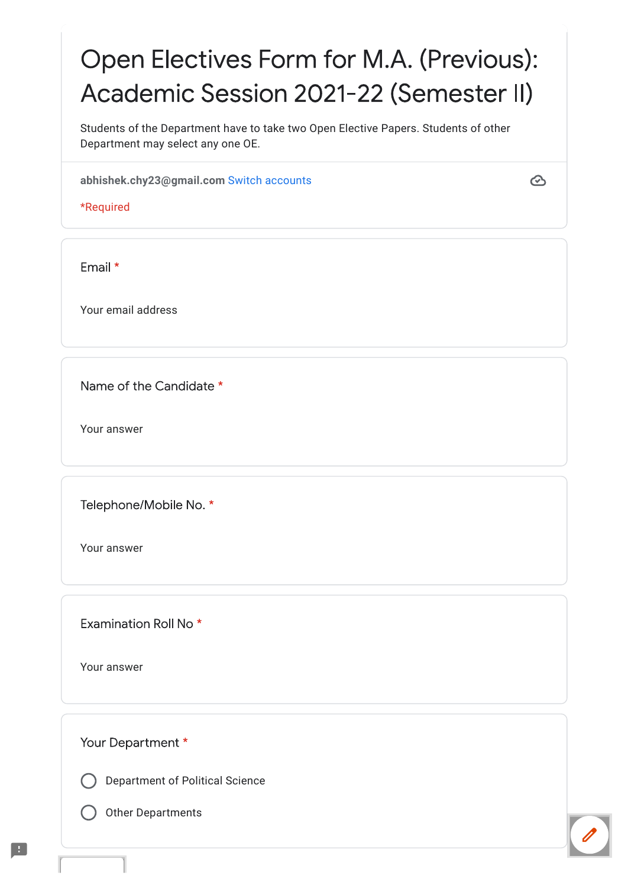# Open Electives Form for M.A. (Previous): Academic Session 2021-22 (Semester II)

Students of the Department have to take two Open Elective Papers. Students of other Department may select any one OE.

abhishek.chy23@gmail.com Switch accounts

*Required

**Email** *

Your email address

**Name of the Candidate** *

Your answer

**Telephone/Mobile No.** *

Your answer

**Examination Roll No** *

Your answer

**Your Department** *

- Department of Political Science
- Other Departments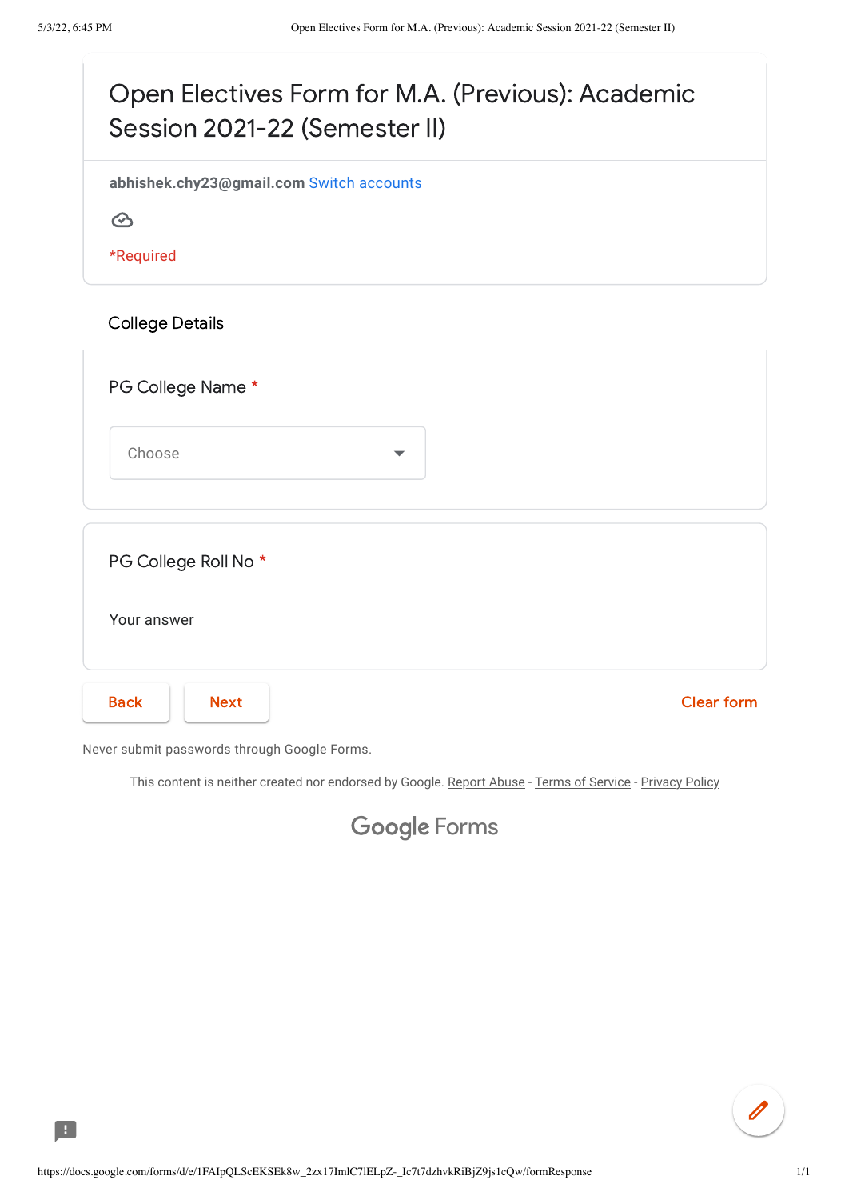# Open Electives Form for M.A. (Previous): Academic Session 2021-22 (Semester II)

**abhishek.chy23@gmail.com** Switch accounts

*Required

## College Details

PG College Name *

Choose

PG College Roll No *

Your answer

Back Next Clear form

Never submit passwords through Google Forms.

This content is neither created nor endorsed by Google. Report Abuse - Terms of Service - Privacy Policy

Google Forms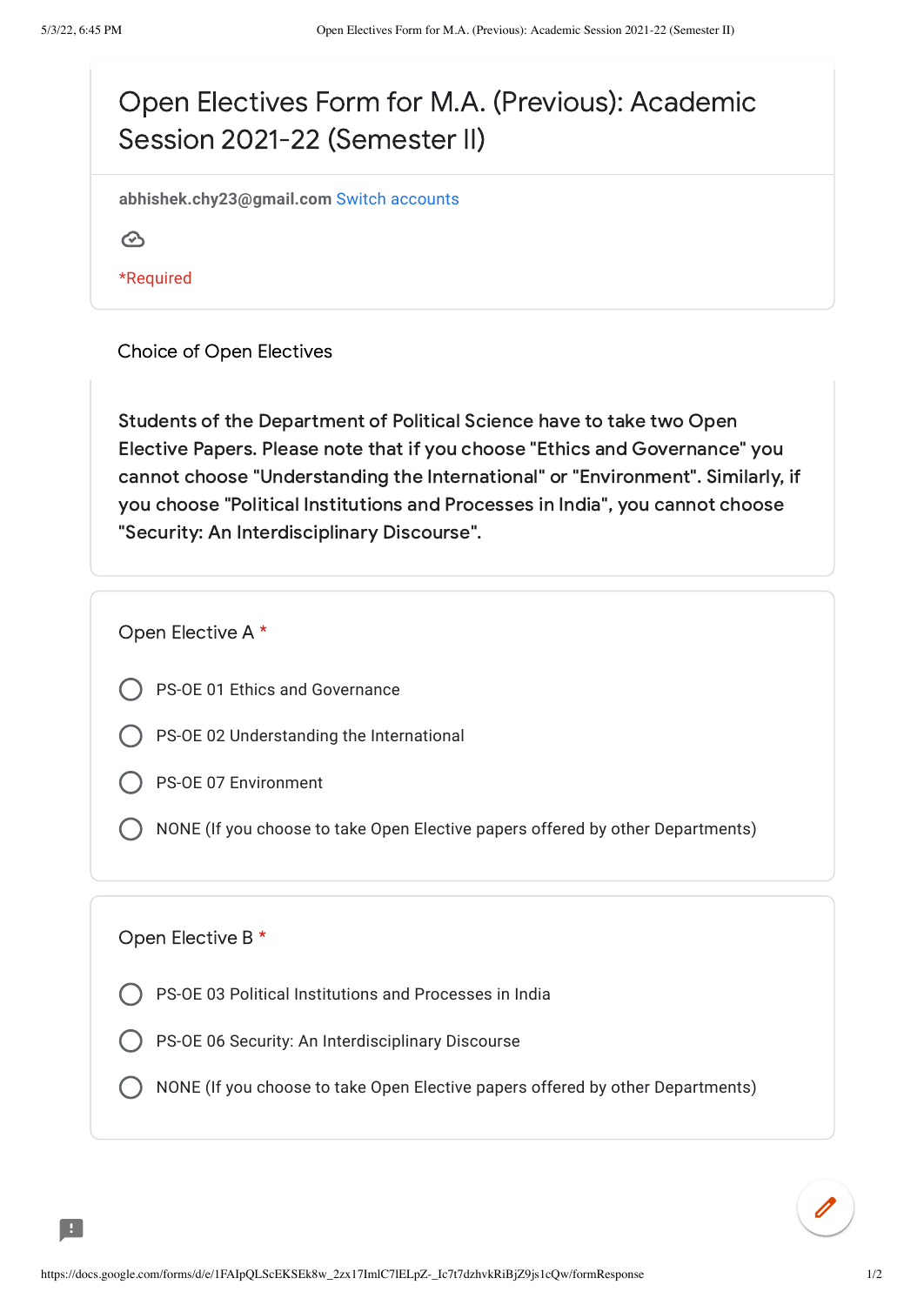# Open Electives Form for M.A. (Previous): Academic Session 2021-22 (Semester II)

**abhishek.chy23@gmail.com** Switch accounts

*Required

## Choice of Open Electives

**Students of the Department of Political Science have to take two Open Elective Papers. Please note that if you choose "Ethics and Governance" you cannot choose "Understanding the International" or "Environment". Similarly, if you choose "Political Institutions and Processes in India", you cannot choose "Security: An Interdisciplinary Discourse".**

### Open Elective A *

- ○ PS-OE 01 Ethics and Governance
- ○ PS-OE 02 Understanding the International
- ○ PS-OE 07 Environment
- ○ NONE (If you choose to take Open Elective papers offered by other Departments)

### Open Elective B *

- ○ PS-OE 03 Political Institutions and Processes in India
- ○ PS-OE 06 Security: An Interdisciplinary Discourse
- ○ NONE (If you choose to take Open Elective papers offered by other Departments)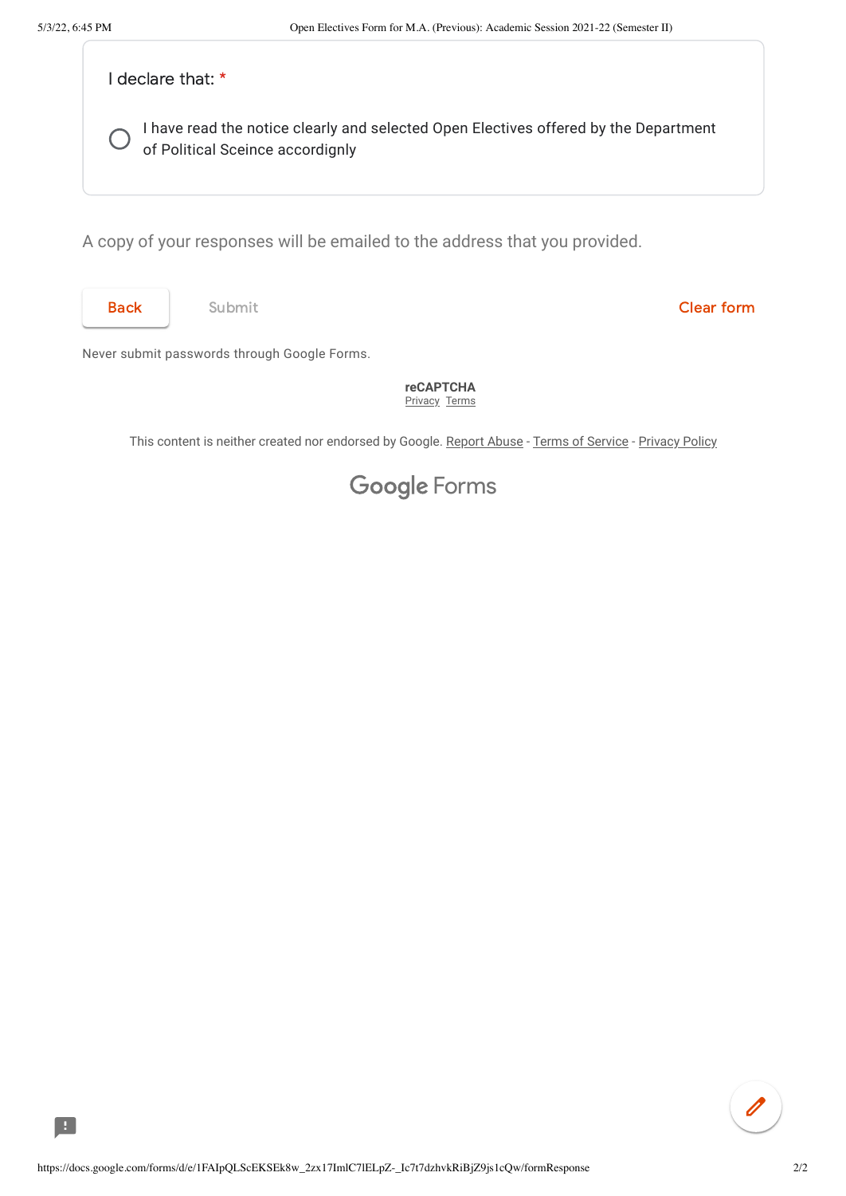I declare that: *

- ○ I have read the notice clearly and selected Open Electives offered by the Department of Political Sceince accordignly

A copy of your responses will be emailed to the address that you provided.

Back Submit Clear form

Never submit passwords through Google Forms.

reCAPTCHA
Privacy Terms

This content is neither created nor endorsed by Google. Report Abuse - Terms of Service - Privacy Policy

Google Forms